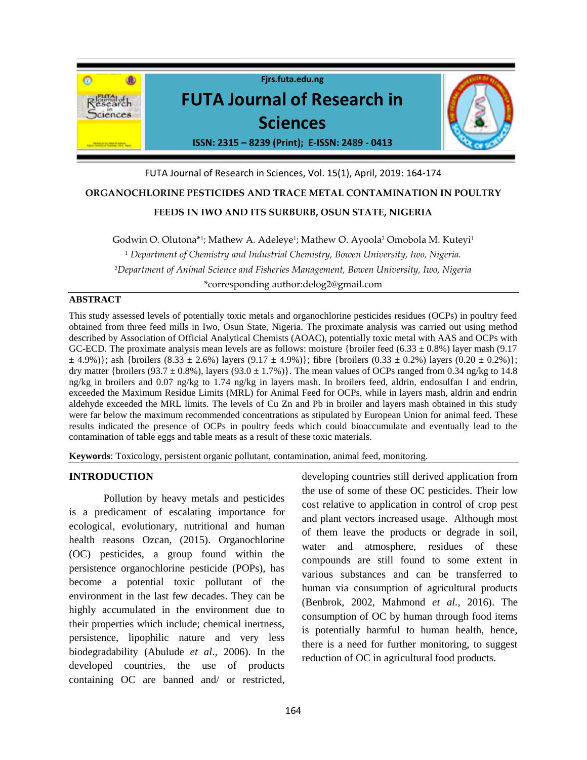# ORGANOCHLORINE PESTICIDES AND TRACE METAL CONTAMINATION IN POULTRY FEEDS IN IWO AND ITS SURBURB, OSUN STATE, NIGERIA

Godwin O. Olutona*[1]; Mathew A. Adeleye[1]; Mathew O. Ayoola[2] Omobola M. Kuteyi[1]

[1] *Department of Chemistry and Industrial Chemistry, Bowen University, Iwo, Nigeria.*

[2] *Department of Animal Science and Fisheries Management, Bowen University, Iwo, Nigeria*

*corresponding author:delog2@gmail.com

## ABSTRACT

This study assessed levels of potentially toxic metals and organochlorine pesticides residues (OCPs) in poultry feed obtained from three feed mills in Iwo, Osun State, Nigeria. The proximate analysis was carried out using method described by Association of Official Analytical Chemists (AOAC), potentially toxic metal with AAS and OCPs with GC-ECD. The proximate analysis mean levels are as follows: moisture {broiler feed (6.33 ± 0.8%) layer mash (9.17 ± 4.9%)}; ash {broilers (8.33 ± 2.6%) layers (9.17 ± 4.9%)}; fibre {broilers (0.33 ± 0.2%) layers (0.20 ± 0.2%)}; dry matter {broilers (93.7 ± 0.8%), layers (93.0 ± 1.7%)}. The mean values of OCPs ranged from 0.34 ng/kg to 14.8 ng/kg in broilers and 0.07 ng/kg to 1.74 ng/kg in layers mash. In broilers feed, aldrin, endosulfan I and endrin, exceeded the Maximum Residue Limits (MRL) for Animal Feed for OCPs, while in layers mash, aldrin and endrin aldehyde exceeded the MRL limits. The levels of Cu Zn and Pb in broiler and layers mash obtained in this study were far below the maximum recommended concentrations as stipulated by European Union for animal feed. These results indicated the presence of OCPs in poultry feeds which could bioaccumulate and eventually lead to the contamination of table eggs and table meats as a result of these toxic materials.

**Keywords**: Toxicology, persistent organic pollutant, contamination, animal feed, monitoring.

## INTRODUCTION

Pollution by heavy metals and pesticides is a predicament of escalating importance for ecological, evolutionary, nutritional and human health reasons Ozcan, (2015). Organochlorine (OC) pesticides, a group found within the persistence organochlorine pesticide (POPs), has become a potential toxic pollutant of the environment in the last few decades. They can be highly accumulated in the environment due to their properties which include; chemical inertness, persistence, lipophilic nature and very less biodegradability (Abulude *et al*., 2006). In the developed countries, the use of products containing OC are banned and/ or restricted, developing countries still derived application from the use of some of these OC pesticides. Their low cost relative to application in control of crop pest and plant vectors increased usage. Although most of them leave the products or degrade in soil, water and atmosphere, residues of these compounds are still found to some extent in various substances and can be transferred to human via consumption of agricultural products (Benbrok, 2002, Mahmond *et al.*, 2016). The consumption of OC by human through food items is potentially harmful to human health, hence, there is a need for further monitoring, to suggest reduction of OC in agricultural food products.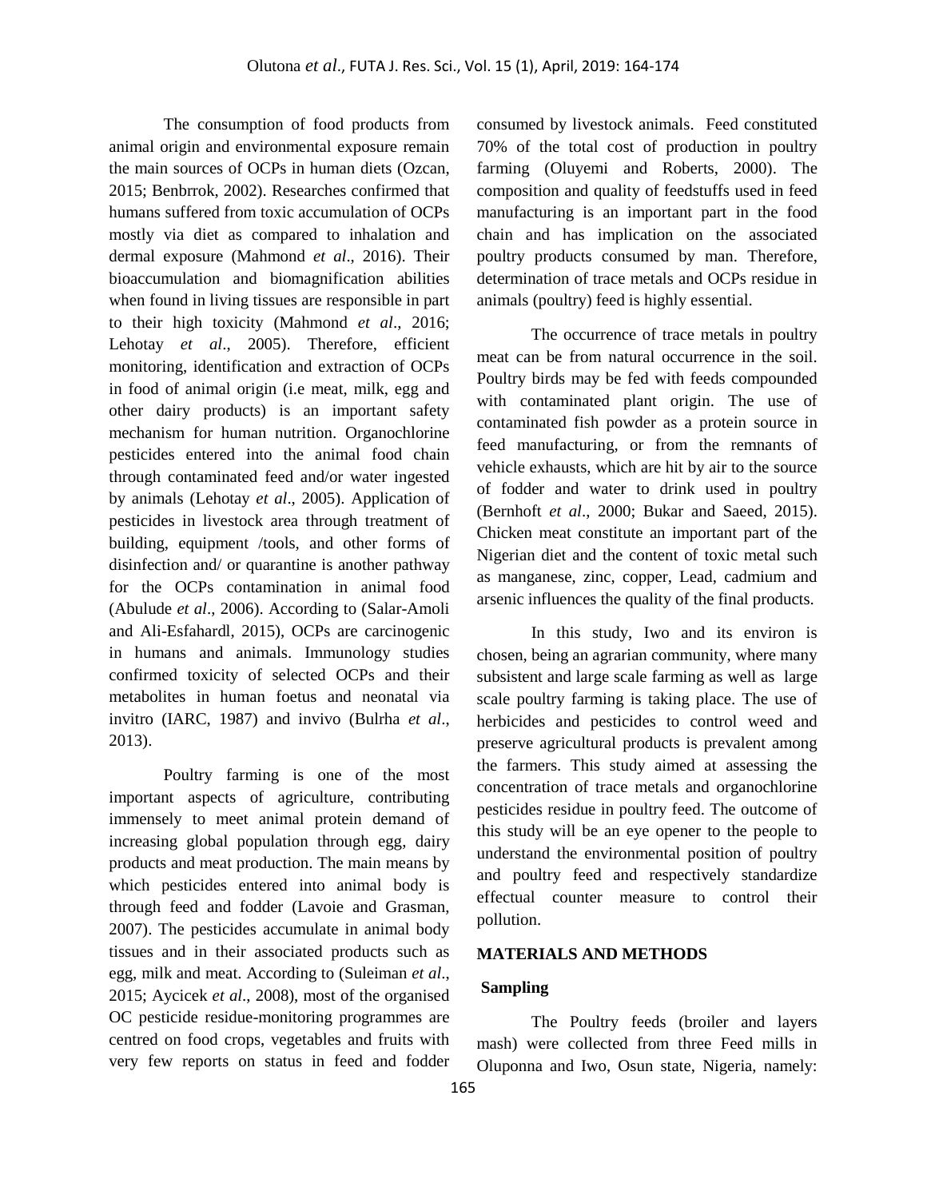The consumption of food products from animal origin and environmental exposure remain the main sources of OCPs in human diets (Ozcan, 2015; Benbrrok, 2002). Researches confirmed that humans suffered from toxic accumulation of OCPs mostly via diet as compared to inhalation and dermal exposure (Mahmond *et al*., 2016). Their bioaccumulation and biomagnification abilities when found in living tissues are responsible in part to their high toxicity (Mahmond *et al*., 2016; Lehotay *et al*., 2005). Therefore, efficient monitoring, identification and extraction of OCPs in food of animal origin (i.e meat, milk, egg and other dairy products) is an important safety mechanism for human nutrition. Organochlorine pesticides entered into the animal food chain through contaminated feed and/or water ingested by animals (Lehotay *et al*., 2005). Application of pesticides in livestock area through treatment of building, equipment /tools, and other forms of disinfection and/ or quarantine is another pathway for the OCPs contamination in animal food (Abulude *et al*., 2006). According to (Salar-Amoli and Ali-Esfahardl, 2015), OCPs are carcinogenic in humans and animals. Immunology studies confirmed toxicity of selected OCPs and their metabolites in human foetus and neonatal via invitro (IARC, 1987) and invivo (Bulrha *et al*., 2013).

Poultry farming is one of the most important aspects of agriculture, contributing immensely to meet animal protein demand of increasing global population through egg, dairy products and meat production. The main means by which pesticides entered into animal body is through feed and fodder (Lavoie and Grasman, 2007). The pesticides accumulate in animal body tissues and in their associated products such as egg, milk and meat. According to (Suleiman *et al*., 2015; Aycicek *et al*., 2008), most of the organised OC pesticide residue-monitoring programmes are centred on food crops, vegetables and fruits with very few reports on status in feed and fodder consumed by livestock animals. Feed constituted 70% of the total cost of production in poultry farming (Oluyemi and Roberts, 2000). The composition and quality of feedstuffs used in feed manufacturing is an important part in the food chain and has implication on the associated poultry products consumed by man. Therefore, determination of trace metals and OCPs residue in animals (poultry) feed is highly essential.

The occurrence of trace metals in poultry meat can be from natural occurrence in the soil. Poultry birds may be fed with feeds compounded with contaminated plant origin. The use of contaminated fish powder as a protein source in feed manufacturing, or from the remnants of vehicle exhausts, which are hit by air to the source of fodder and water to drink used in poultry (Bernhoft *et al*., 2000; Bukar and Saeed, 2015). Chicken meat constitute an important part of the Nigerian diet and the content of toxic metal such as manganese, zinc, copper, Lead, cadmium and arsenic influences the quality of the final products.

In this study, Iwo and its environ is chosen, being an agrarian community, where many subsistent and large scale farming as well as large scale poultry farming is taking place. The use of herbicides and pesticides to control weed and preserve agricultural products is prevalent among the farmers. This study aimed at assessing the concentration of trace metals and organochlorine pesticides residue in poultry feed. The outcome of this study will be an eye opener to the people to understand the environmental position of poultry and poultry feed and respectively standardize effectual counter measure to control their pollution.

## MATERIALS AND METHODS

### Sampling

The Poultry feeds (broiler and layers mash) were collected from three Feed mills in Oluponna and Iwo, Osun state, Nigeria, namely: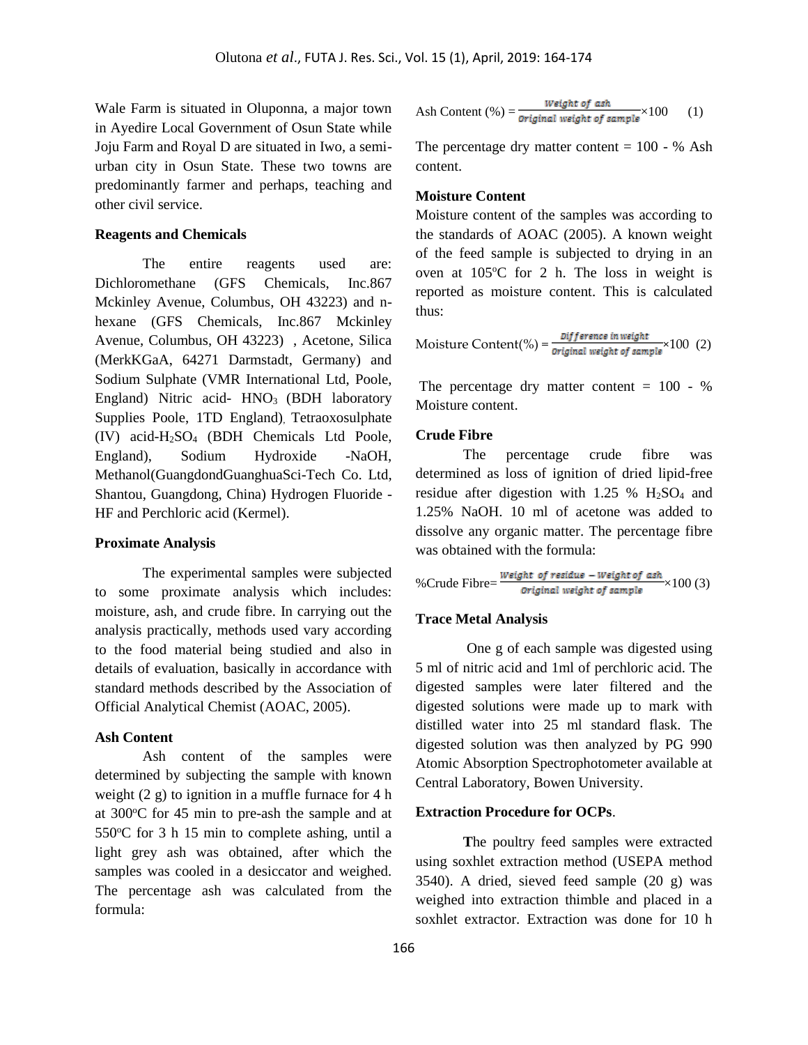Wale Farm is situated in Oluponna, a major town in Ayedire Local Government of Osun State while Joju Farm and Royal D are situated in Iwo, a semi-urban city in Osun State. These two towns are predominantly farmer and perhaps, teaching and other civil service.

### Reagents and Chemicals

The entire reagents used are: Dichloromethane (GFS Chemicals, Inc.867 Mckinley Avenue, Columbus, OH 43223) and n-hexane (GFS Chemicals, Inc.867 Mckinley Avenue, Columbus, OH 43223) , Acetone, Silica (MerkKGaA, 64271 Darmstadt, Germany) and Sodium Sulphate (VMR International Ltd, Poole, England) Nitric acid- $HNO_3$ (BDH laboratory Supplies Poole, 1TD England), Tetraoxosulphate (IV) acid-$H_2SO_4$ (BDH Chemicals Ltd Poole, England), Sodium Hydroxide -NaOH, Methanol(GuangdondGuanghuaSci-Tech Co. Ltd, Shantou, Guangdong, China) Hydrogen Fluoride - HF and Perchloric acid (Kermel).

### Proximate Analysis

The experimental samples were subjected to some proximate analysis which includes: moisture, ash, and crude fibre. In carrying out the analysis practically, methods used vary according to the food material being studied and also in details of evaluation, basically in accordance with standard methods described by the Association of Official Analytical Chemist (AOAC, 2005).

### Ash Content

Ash content of the samples were determined by subjecting the sample with known weight (2 g) to ignition in a muffle furnace for 4 h at 300°C for 45 min to pre-ash the sample and at 550°C for 3 h 15 min to complete ashing, until a light grey ash was obtained, after which the samples was cooled in a desiccator and weighed. The percentage ash was calculated from the formula:

$$\text{Ash Content (\%)} = \frac{\textit{Weight of ash}}{\textit{Original weight of sample}} \times 100 \quad (1)$$

The percentage dry matter content = 100 - % Ash content.

### Moisture Content

Moisture content of the samples was according to the standards of AOAC (2005). A known weight of the feed sample is subjected to drying in an oven at 105°C for 2 h. The loss in weight is reported as moisture content. This is calculated thus:

$$\text{Moisture Content(\%)} = \frac{\textit{Difference in weight}}{\textit{Original weight of sample}} \times 100 \quad (2)$$

The percentage dry matter content = 100 - % Moisture content.

### Crude Fibre

The percentage crude fibre was determined as loss of ignition of dried lipid-free residue after digestion with 1.25 % $H_2SO_4$ and 1.25% NaOH. 10 ml of acetone was added to dissolve any organic matter. The percentage fibre was obtained with the formula:

$$\text{\%Crude Fibre} = \frac{\textit{Weight of residue} - \textit{Weight of ash}}{\textit{Original weight of sample}} \times 100 \quad (3)$$

### Trace Metal Analysis

One g of each sample was digested using 5 ml of nitric acid and 1ml of perchloric acid. The digested samples were later filtered and the digested solutions were made up to mark with distilled water into 25 ml standard flask. The digested solution was then analyzed by PG 990 Atomic Absorption Spectrophotometer available at Central Laboratory, Bowen University.

### Extraction Procedure for OCPs.

**T**he poultry feed samples were extracted using soxhlet extraction method (USEPA method 3540). A dried, sieved feed sample (20 g) was weighed into extraction thimble and placed in a soxhlet extractor. Extraction was done for 10 h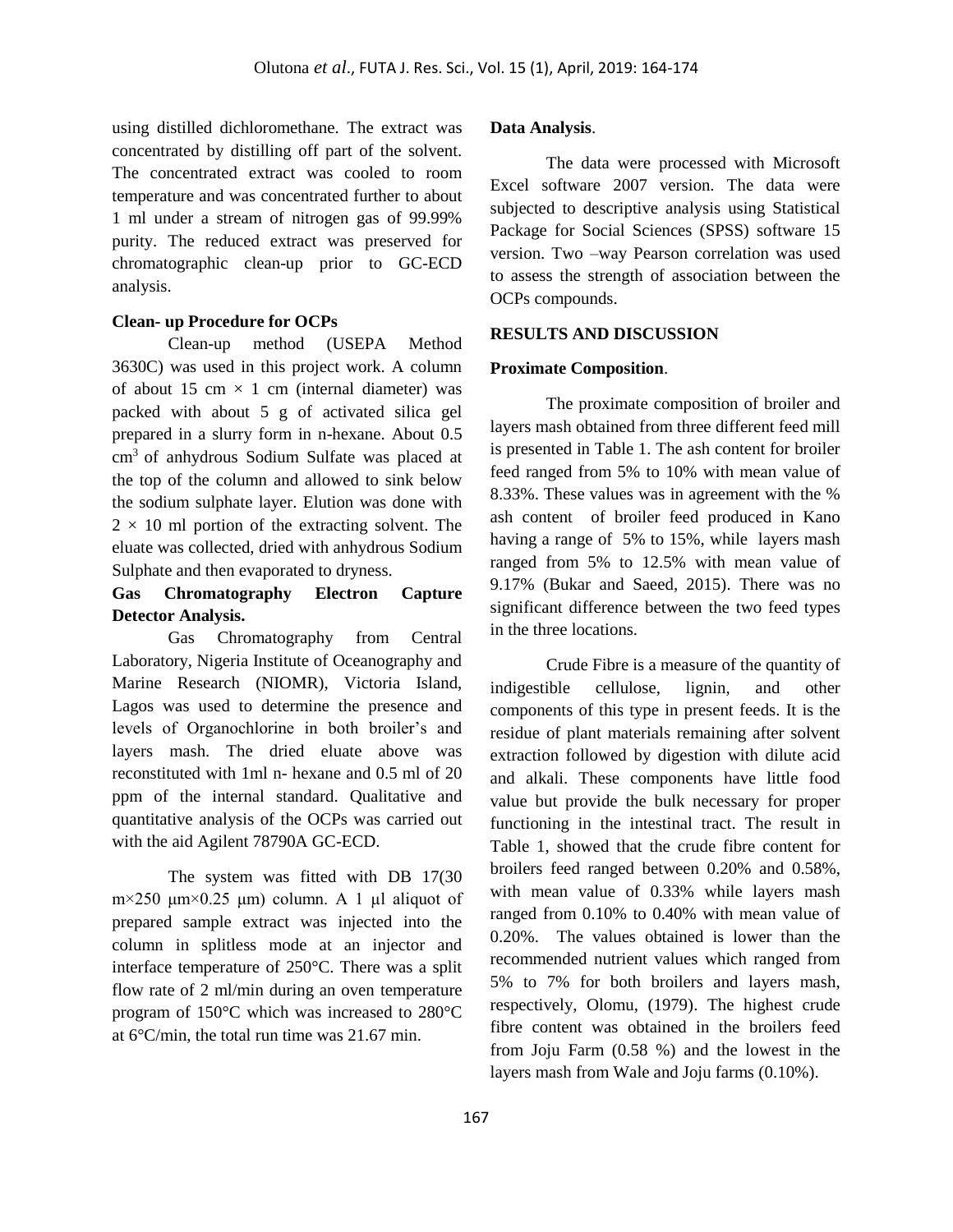using distilled dichloromethane. The extract was concentrated by distilling off part of the solvent. The concentrated extract was cooled to room temperature and was concentrated further to about 1 ml under a stream of nitrogen gas of 99.99% purity. The reduced extract was preserved for chromatographic clean-up prior to GC-ECD analysis.

**Clean- up Procedure for OCPs**

Clean-up method (USEPA Method 3630C) was used in this project work. A column of about 15 cm × 1 cm (internal diameter) was packed with about 5 g of activated silica gel prepared in a slurry form in n-hexane. About 0.5 $cm^3$ of anhydrous Sodium Sulfate was placed at the top of the column and allowed to sink below the sodium sulphate layer. Elution was done with 2 × 10 ml portion of the extracting solvent. The eluate was collected, dried with anhydrous Sodium Sulphate and then evaporated to dryness.

**Gas Chromatography Electron Capture Detector Analysis.**

Gas Chromatography from Central Laboratory, Nigeria Institute of Oceanography and Marine Research (NIOMR), Victoria Island, Lagos was used to determine the presence and levels of Organochlorine in both broiler's and layers mash. The dried eluate above was reconstituted with 1ml n- hexane and 0.5 ml of 20 ppm of the internal standard. Qualitative and quantitative analysis of the OCPs was carried out with the aid Agilent 78790A GC-ECD.

The system was fitted with DB 17(30 m×250 μm×0.25 μm) column. A 1 μl aliquot of prepared sample extract was injected into the column in splitless mode at an injector and interface temperature of 250°C. There was a split flow rate of 2 ml/min during an oven temperature program of 150°C which was increased to 280°C at 6°C/min, the total run time was 21.67 min.

**Data Analysis**.

The data were processed with Microsoft Excel software 2007 version. The data were subjected to descriptive analysis using Statistical Package for Social Sciences (SPSS) software 15 version. Two –way Pearson correlation was used to assess the strength of association between the OCPs compounds.

## RESULTS AND DISCUSSION

**Proximate Composition**.

The proximate composition of broiler and layers mash obtained from three different feed mill is presented in Table 1. The ash content for broiler feed ranged from 5% to 10% with mean value of 8.33%. These values was in agreement with the % ash content of broiler feed produced in Kano having a range of 5% to 15%, while layers mash ranged from 5% to 12.5% with mean value of 9.17% (Bukar and Saeed, 2015). There was no significant difference between the two feed types in the three locations.

Crude Fibre is a measure of the quantity of indigestible cellulose, lignin, and other components of this type in present feeds. It is the residue of plant materials remaining after solvent extraction followed by digestion with dilute acid and alkali. These components have little food value but provide the bulk necessary for proper functioning in the intestinal tract. The result in Table 1, showed that the crude fibre content for broilers feed ranged between 0.20% and 0.58%, with mean value of 0.33% while layers mash ranged from 0.10% to 0.40% with mean value of 0.20%. The values obtained is lower than the recommended nutrient values which ranged from 5% to 7% for both broilers and layers mash, respectively, Olomu, (1979). The highest crude fibre content was obtained in the broilers feed from Joju Farm (0.58 %) and the lowest in the layers mash from Wale and Joju farms (0.10%).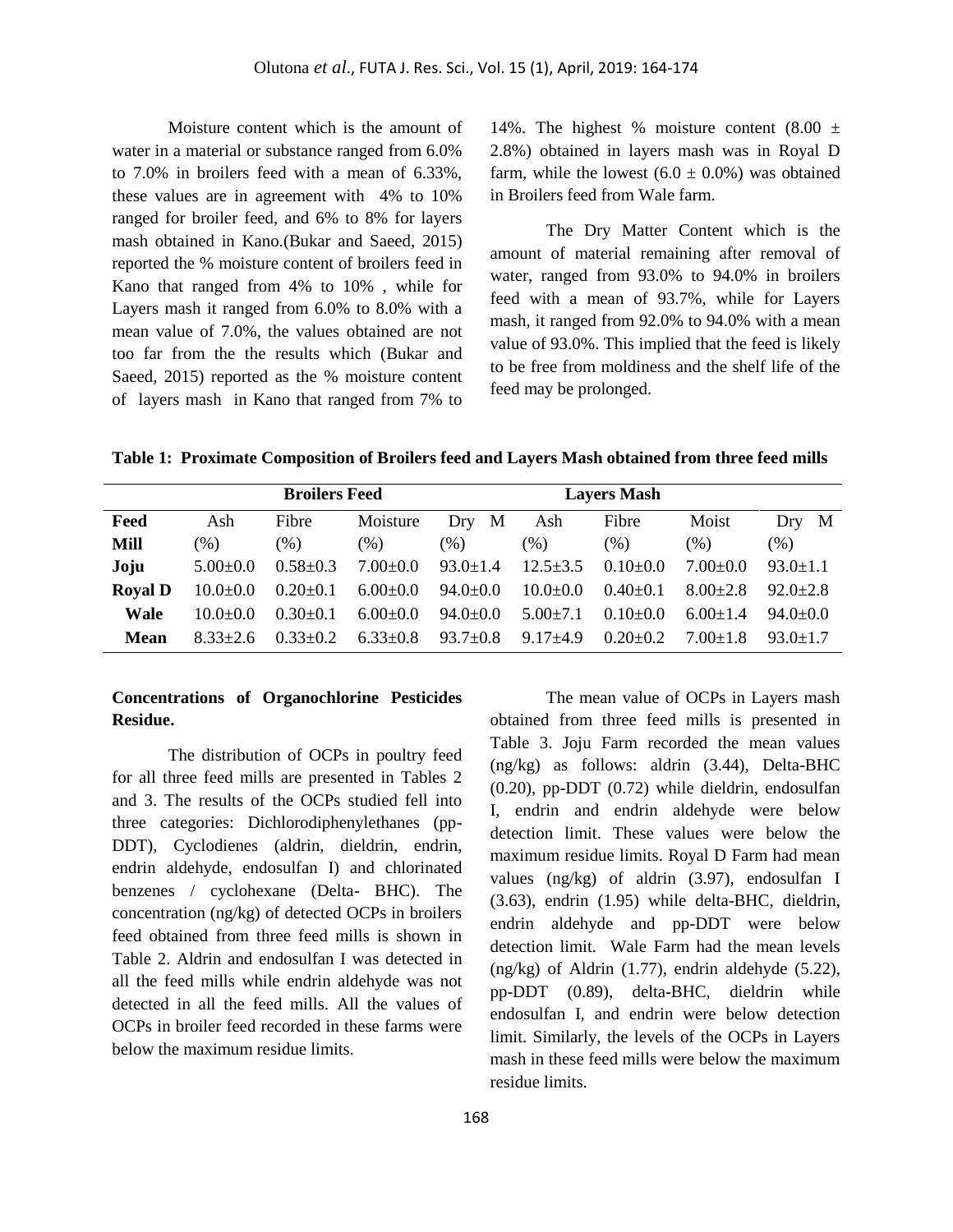Moisture content which is the amount of water in a material or substance ranged from 6.0% to 7.0% in broilers feed with a mean of 6.33%, these values are in agreement with 4% to 10% ranged for broiler feed, and 6% to 8% for layers mash obtained in Kano.(Bukar and Saeed, 2015) reported the % moisture content of broilers feed in Kano that ranged from 4% to 10% , while for Layers mash it ranged from 6.0% to 8.0% with a mean value of 7.0%, the values obtained are not too far from the the results which (Bukar and Saeed, 2015) reported as the % moisture content of layers mash in Kano that ranged from 7% to 14%. The highest % moisture content (8.00 ± 2.8%) obtained in layers mash was in Royal D farm, while the lowest (6.0 ± 0.0%) was obtained in Broilers feed from Wale farm.

The Dry Matter Content which is the amount of material remaining after removal of water, ranged from 93.0% to 94.0% in broilers feed with a mean of 93.7%, while for Layers mash, it ranged from 92.0% to 94.0% with a mean value of 93.0%. This implied that the feed is likely to be free from moldiness and the shelf life of the feed may be prolonged.

**Table 1: Proximate Composition of Broilers feed and Layers Mash obtained from three feed mills**

| | Broilers Feed | | | | Layers Mash | | | |
|---|---|---|---|---|---|---|---|---|
| **Feed Mill** | Ash (%) | Fibre (%) | Moisture (%) | Dry M (%) | Ash (%) | Fibre (%) | Moist (%) | Dry M (%) |
| **Joju** | 5.00±0.0 | 0.58±0.3 | 7.00±0.0 | 93.0±1.4 | 12.5±3.5 | 0.10±0.0 | 7.00±0.0 | 93.0±1.1 |
| **Royal D** | 10.0±0.0 | 0.20±0.1 | 6.00±0.0 | 94.0±0.0 | 10.0±0.0 | 0.40±0.1 | 8.00±2.8 | 92.0±2.8 |
| **Wale** | 10.0±0.0 | 0.30±0.1 | 6.00±0.0 | 94.0±0.0 | 5.00±7.1 | 0.10±0.0 | 6.00±1.4 | 94.0±0.0 |
| **Mean** | 8.33±2.6 | 0.33±0.2 | 6.33±0.8 | 93.7±0.8 | 9.17±4.9 | 0.20±0.2 | 7.00±1.8 | 93.0±1.7 |

**Concentrations of Organochlorine Pesticides Residue.**

The distribution of OCPs in poultry feed for all three feed mills are presented in Tables 2 and 3. The results of the OCPs studied fell into three categories: Dichlorodiphenylethanes (pp-DDT), Cyclodienes (aldrin, dieldrin, endrin, endrin aldehyde, endosulfan I) and chlorinated benzenes / cyclohexane (Delta- BHC). The concentration (ng/kg) of detected OCPs in broilers feed obtained from three feed mills is shown in Table 2. Aldrin and endosulfan I was detected in all the feed mills while endrin aldehyde was not detected in all the feed mills. All the values of OCPs in broiler feed recorded in these farms were below the maximum residue limits.

The mean value of OCPs in Layers mash obtained from three feed mills is presented in Table 3. Joju Farm recorded the mean values (ng/kg) as follows: aldrin (3.44), Delta-BHC (0.20), pp-DDT (0.72) while dieldrin, endosulfan I, endrin and endrin aldehyde were below detection limit. These values were below the maximum residue limits. Royal D Farm had mean values (ng/kg) of aldrin (3.97), endosulfan I (3.63), endrin (1.95) while delta-BHC, dieldrin, endrin aldehyde and pp-DDT were below detection limit. Wale Farm had the mean levels (ng/kg) of Aldrin (1.77), endrin aldehyde (5.22), pp-DDT (0.89), delta-BHC, dieldrin while endosulfan I, and endrin were below detection limit. Similarly, the levels of the OCPs in Layers mash in these feed mills were below the maximum residue limits.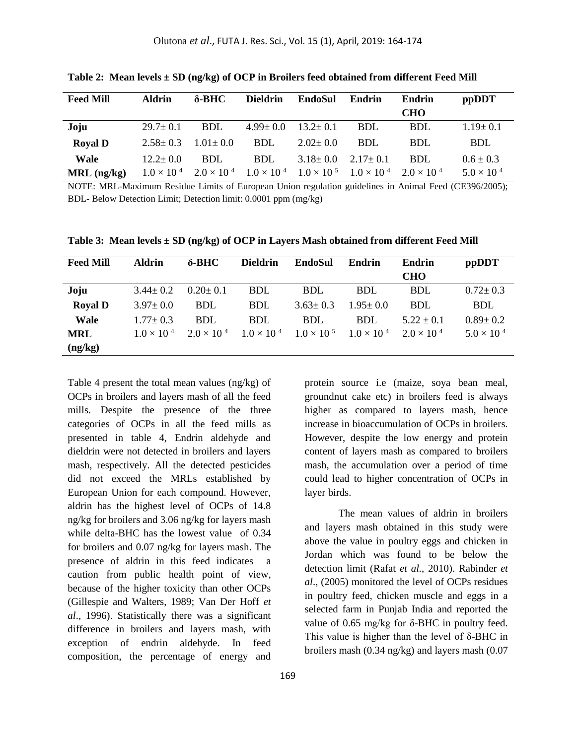**Table 2: Mean levels ± SD (ng/kg) of OCP in Broilers feed obtained from different Feed Mill**

| Feed Mill | Aldrin | δ-BHC | Dieldrin | EndoSul | Endrin | Endrin CHO | ppDDT |
|---|---|---|---|---|---|---|---|
| **Joju** | 29.7± 0.1 | BDL | 4.99± 0.0 | 13.2± 0.1 | BDL | BDL | 1.19± 0.1 |
| **Royal D** | 2.58± 0.3 | 1.01± 0.0 | BDL | 2.02± 0.0 | BDL | BDL | BDL |
| **Wale** | 12.2± 0.0 | BDL | BDL | 3.18± 0.0 | 2.17± 0.1 | BDL | 0.6 ± 0.3 |
| **MRL (ng/kg)** | $1.0 \times 10^4$ | $2.0 \times 10^4$ | $1.0 \times 10^4$ | $1.0 \times 10^5$ | $1.0 \times 10^4$ | $2.0 \times 10^4$ | $5.0 \times 10^4$ |

NOTE: MRL-Maximum Residue Limits of European Union regulation guidelines in Animal Feed (CE396/2005); BDL- Below Detection Limit; Detection limit: 0.0001 ppm (mg/kg)

**Table 3: Mean levels ± SD (ng/kg) of OCP in Layers Mash obtained from different Feed Mill**

| Feed Mill | Aldrin | δ-BHC | Dieldrin | EndoSul | Endrin | Endrin CHO | ppDDT |
|---|---|---|---|---|---|---|---|
| **Joju** | 3.44± 0.2 | 0.20± 0.1 | BDL | BDL | BDL | BDL | 0.72± 0.3 |
| **Royal D** | 3.97± 0.0 | BDL | BDL | 3.63± 0.3 | 1.95± 0.0 | BDL | BDL |
| **Wale** | 1.77± 0.3 | BDL | BDL | BDL | BDL | 5.22 ± 0.1 | 0.89± 0.2 |
| **MRL (ng/kg)** | $1.0 \times 10^4$ | $2.0 \times 10^4$ | $1.0 \times 10^4$ | $1.0 \times 10^5$ | $1.0 \times 10^4$ | $2.0 \times 10^4$ | $5.0 \times 10^4$ |

Table 4 present the total mean values (ng/kg) of OCPs in broilers and layers mash of all the feed mills. Despite the presence of the three categories of OCPs in all the feed mills as presented in table 4, Endrin aldehyde and dieldrin were not detected in broilers and layers mash, respectively. All the detected pesticides did not exceed the MRLs established by European Union for each compound. However, aldrin has the highest level of OCPs of 14.8 ng/kg for broilers and 3.06 ng/kg for layers mash while delta-BHC has the lowest value of 0.34 for broilers and 0.07 ng/kg for layers mash. The presence of aldrin in this feed indicates a caution from public health point of view, because of the higher toxicity than other OCPs (Gillespie and Walters, 1989; Van Der Hoff *et al*., 1996). Statistically there was a significant difference in broilers and layers mash, with exception of endrin aldehyde. In feed composition, the percentage of energy and protein source i.e (maize, soya bean meal, groundnut cake etc) in broilers feed is always higher as compared to layers mash, hence increase in bioaccumulation of OCPs in broilers. However, despite the low energy and protein content of layers mash as compared to broilers mash, the accumulation over a period of time could lead to higher concentration of OCPs in layer birds.

The mean values of aldrin in broilers and layers mash obtained in this study were above the value in poultry eggs and chicken in Jordan which was found to be below the detection limit (Rafat *et al*., 2010). Rabinder *et al*., (2005) monitored the level of OCPs residues in poultry feed, chicken muscle and eggs in a selected farm in Punjab India and reported the value of 0.65 mg/kg for δ-BHC in poultry feed. This value is higher than the level of δ-BHC in broilers mash (0.34 ng/kg) and layers mash (0.07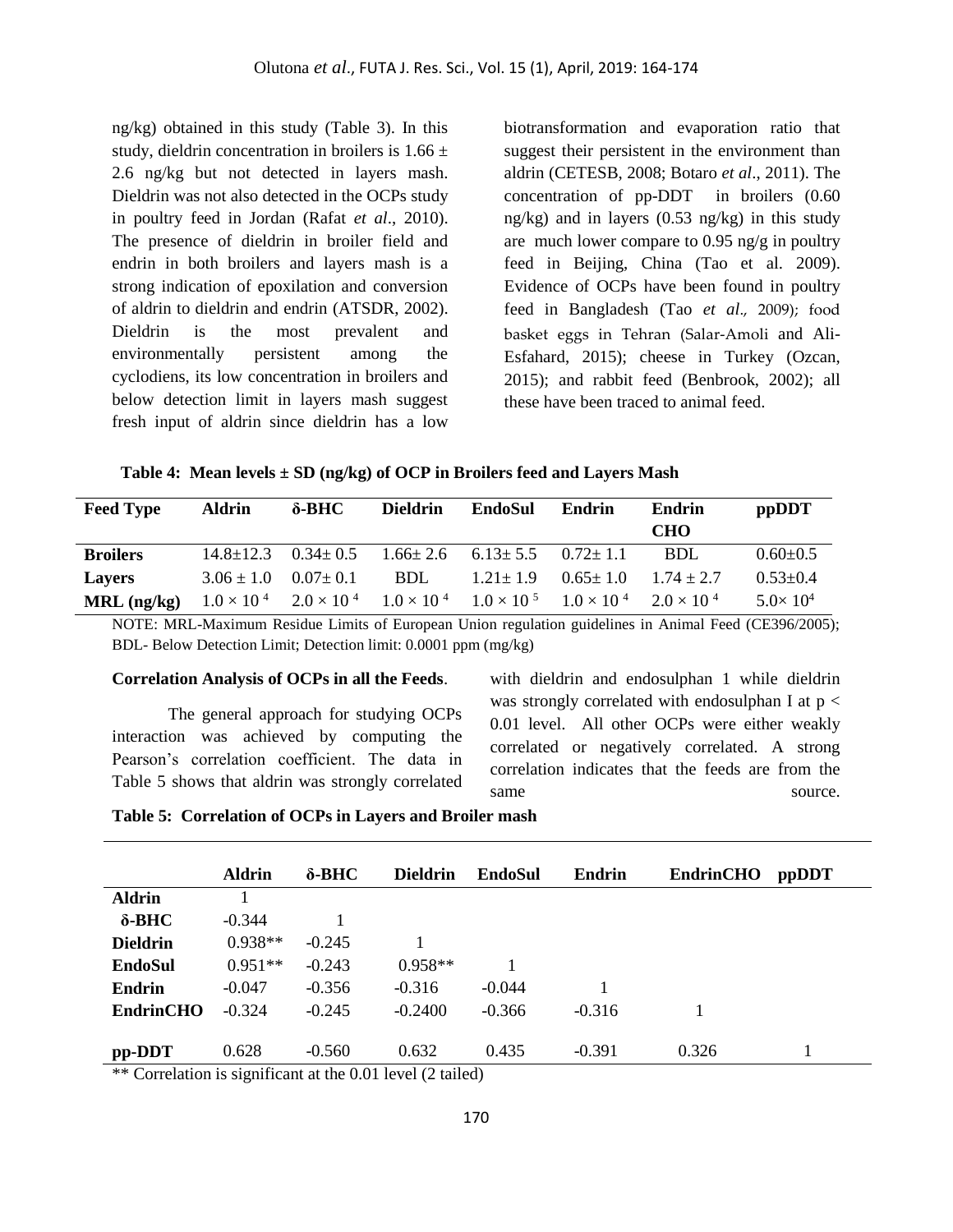ng/kg) obtained in this study (Table 3). In this study, dieldrin concentration in broilers is 1.66 ± 2.6 ng/kg but not detected in layers mash. Dieldrin was not also detected in the OCPs study in poultry feed in Jordan (Rafat *et al*., 2010). The presence of dieldrin in broiler field and endrin in both broilers and layers mash is a strong indication of epoxilation and conversion of aldrin to dieldrin and endrin (ATSDR, 2002). Dieldrin is the most prevalent and environmentally persistent among the cyclodiens, its low concentration in broilers and below detection limit in layers mash suggest fresh input of aldrin since dieldrin has a low biotransformation and evaporation ratio that suggest their persistent in the environment than aldrin (CETESB, 2008; Botaro *et al*., 2011). The concentration of pp-DDT in broilers (0.60 ng/kg) and in layers (0.53 ng/kg) in this study are much lower compare to 0.95 ng/g in poultry feed in Beijing, China (Tao et al. 2009). Evidence of OCPs have been found in poultry feed in Bangladesh (Tao *et al*., 2009); food basket eggs in Tehran (Salar-Amoli and Ali-Esfahard, 2015); cheese in Turkey (Ozcan, 2015); and rabbit feed (Benbrook, 2002); all these have been traced to animal feed.

**Table 4: Mean levels ± SD (ng/kg) of OCP in Broilers feed and Layers Mash**

| Feed Type | Aldrin | δ-BHC | Dieldrin | EndoSul | Endrin | Endrin CHO | ppDDT |
|---|---|---|---|---|---|---|---|
| **Broilers** | 14.8±12.3 | 0.34± 0.5 | 1.66± 2.6 | 6.13± 5.5 | 0.72± 1.1 | BDL | 0.60±0.5 |
| **Layers** | 3.06 ± 1.0 | 0.07± 0.1 | BDL | 1.21± 1.9 | 0.65± 1.0 | 1.74 ± 2.7 | 0.53±0.4 |
| **MRL (ng/kg)** | $1.0 \times 10^4$ | $2.0 \times 10^4$ | $1.0 \times 10^4$ | $1.0 \times 10^5$ | $1.0 \times 10^4$ | $2.0 \times 10^4$ | $5.0\times 10^4$ |

NOTE: MRL-Maximum Residue Limits of European Union regulation guidelines in Animal Feed (CE396/2005); BDL- Below Detection Limit; Detection limit: 0.0001 ppm (mg/kg)

**Correlation Analysis of OCPs in all the Feeds**.

The general approach for studying OCPs interaction was achieved by computing the Pearson's correlation coefficient. The data in Table 5 shows that aldrin was strongly correlated with dieldrin and endosulphan 1 while dieldrin was strongly correlated with endosulphan I at $p < 0.01$ level. All other OCPs were either weakly correlated or negatively correlated. A strong correlation indicates that the feeds are from the same source.

**Table 5: Correlation of OCPs in Layers and Broiler mash**

| | Aldrin | δ-BHC | Dieldrin | EndoSul | Endrin | EndrinCHO | ppDDT |
|---|---|---|---|---|---|---|---|
| **Aldrin** | 1 | | | | | | |
| **δ-BHC** | -0.344 | 1 | | | | | |
| **Dieldrin** | 0.938** | -0.245 | 1 | | | | |
| **EndoSul** | 0.951** | -0.243 | 0.958** | 1 | | | |
| **Endrin** | -0.047 | -0.356 | -0.316 | -0.044 | 1 | | |
| **EndrinCHO** | -0.324 | -0.245 | -0.2400 | -0.366 | -0.316 | 1 | |
| **pp-DDT** | 0.628 | -0.560 | 0.632 | 0.435 | -0.391 | 0.326 | 1 |

** Correlation is significant at the 0.01 level (2 tailed)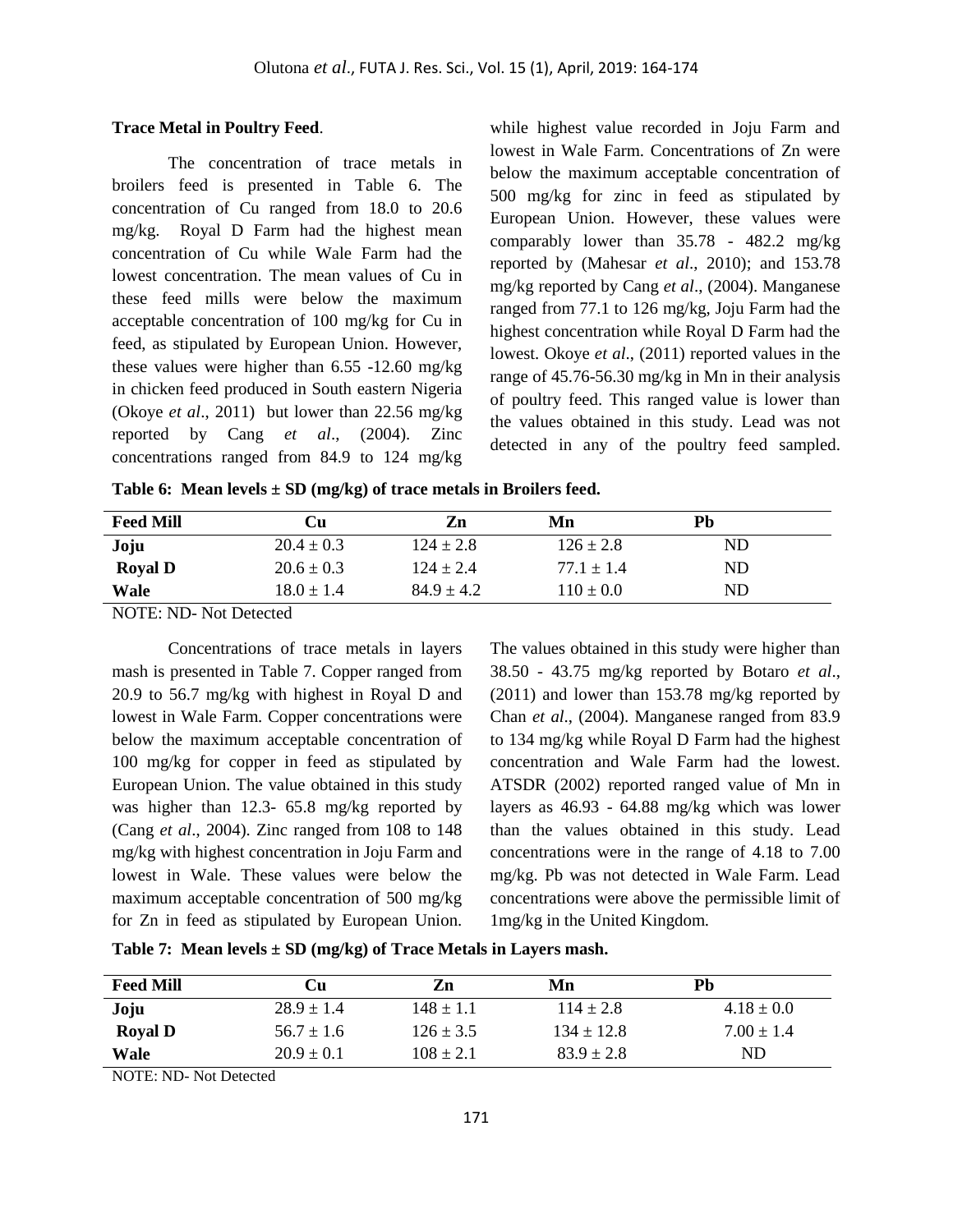**Trace Metal in Poultry Feed**.

The concentration of trace metals in broilers feed is presented in Table 6. The concentration of Cu ranged from 18.0 to 20.6 mg/kg. Royal D Farm had the highest mean concentration of Cu while Wale Farm had the lowest concentration. The mean values of Cu in these feed mills were below the maximum acceptable concentration of 100 mg/kg for Cu in feed, as stipulated by European Union. However, these values were higher than 6.55 -12.60 mg/kg in chicken feed produced in South eastern Nigeria (Okoye *et al*., 2011) but lower than 22.56 mg/kg reported by Cang *et al*., (2004). Zinc concentrations ranged from 84.9 to 124 mg/kg while highest value recorded in Joju Farm and lowest in Wale Farm. Concentrations of Zn were below the maximum acceptable concentration of 500 mg/kg for zinc in feed as stipulated by European Union. However, these values were comparably lower than 35.78 - 482.2 mg/kg reported by (Mahesar *et al*., 2010); and 153.78 mg/kg reported by Cang *et al*., (2004). Manganese ranged from 77.1 to 126 mg/kg, Joju Farm had the highest concentration while Royal D Farm had the lowest. Okoye *et al*., (2011) reported values in the range of 45.76-56.30 mg/kg in Mn in their analysis of poultry feed. This ranged value is lower than the values obtained in this study. Lead was not detected in any of the poultry feed sampled.

**Table 6: Mean levels ± SD (mg/kg) of trace metals in Broilers feed.**

| Feed Mill | Cu | Zn | Mn | Pb |
|---|---|---|---|---|
| **Joju** | 20.4 ± 0.3 | 124 ± 2.8 | 126 ± 2.8 | ND |
| **Royal D** | 20.6 ± 0.3 | 124 ± 2.4 | 77.1 ± 1.4 | ND |
| **Wale** | 18.0 ± 1.4 | 84.9 ± 4.2 | 110 ± 0.0 | ND |

NOTE: ND- Not Detected

Concentrations of trace metals in layers mash is presented in Table 7. Copper ranged from 20.9 to 56.7 mg/kg with highest in Royal D and lowest in Wale Farm. Copper concentrations were below the maximum acceptable concentration of 100 mg/kg for copper in feed as stipulated by European Union. The value obtained in this study was higher than 12.3- 65.8 mg/kg reported by (Cang *et al*., 2004). Zinc ranged from 108 to 148 mg/kg with highest concentration in Joju Farm and lowest in Wale. These values were below the maximum acceptable concentration of 500 mg/kg for Zn in feed as stipulated by European Union. The values obtained in this study were higher than 38.50 - 43.75 mg/kg reported by Botaro *et al*., (2011) and lower than 153.78 mg/kg reported by Chan *et al*., (2004). Manganese ranged from 83.9 to 134 mg/kg while Royal D Farm had the highest concentration and Wale Farm had the lowest. ATSDR (2002) reported ranged value of Mn in layers as 46.93 - 64.88 mg/kg which was lower than the values obtained in this study. Lead concentrations were in the range of 4.18 to 7.00 mg/kg. Pb was not detected in Wale Farm. Lead concentrations were above the permissible limit of 1mg/kg in the United Kingdom.

**Table 7: Mean levels ± SD (mg/kg) of Trace Metals in Layers mash.**

| Feed Mill | Cu | Zn | Mn | Pb |
|---|---|---|---|---|
| **Joju** | 28.9 ± 1.4 | 148 ± 1.1 | 114 ± 2.8 | 4.18 ± 0.0 |
| **Royal D** | 56.7 ± 1.6 | 126 ± 3.5 | 134 ± 12.8 | 7.00 ± 1.4 |
| **Wale** | 20.9 ± 0.1 | 108 ± 2.1 | 83.9 ± 2.8 | ND |

NOTE: ND- Not Detected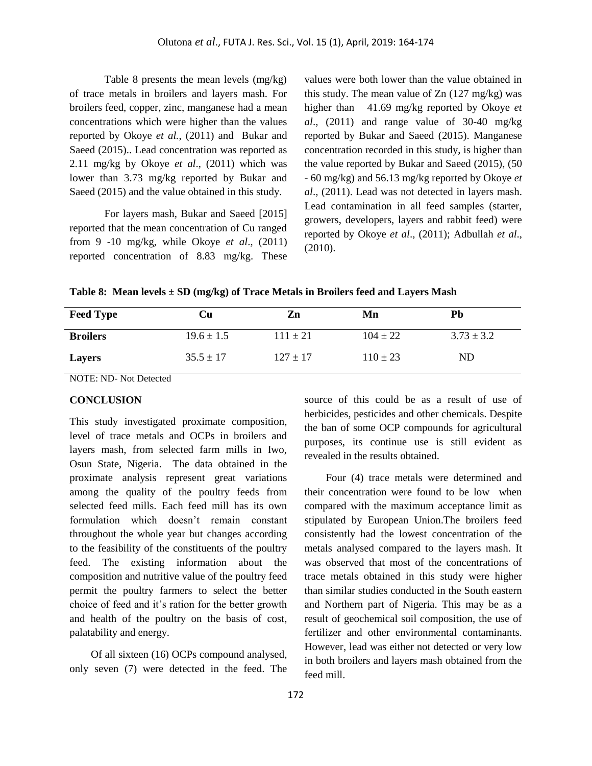Table 8 presents the mean levels (mg/kg) of trace metals in broilers and layers mash. For broilers feed, copper, zinc, manganese had a mean concentrations which were higher than the values reported by Okoye *et al.*, (2011) and Bukar and Saeed (2015).. Lead concentration was reported as 2.11 mg/kg by Okoye *et al*., (2011) which was lower than 3.73 mg/kg reported by Bukar and Saeed (2015) and the value obtained in this study.

For layers mash, Bukar and Saeed [2015] reported that the mean concentration of Cu ranged from 9 -10 mg/kg, while Okoye *et al*., (2011) reported concentration of 8.83 mg/kg. These values were both lower than the value obtained in this study. The mean value of Zn (127 mg/kg) was higher than 41.69 mg/kg reported by Okoye *et al*., (2011) and range value of 30-40 mg/kg reported by Bukar and Saeed (2015). Manganese concentration recorded in this study, is higher than the value reported by Bukar and Saeed (2015), (50 - 60 mg/kg) and 56.13 mg/kg reported by Okoye *et al*., (2011). Lead was not detected in layers mash. Lead contamination in all feed samples (starter, growers, developers, layers and rabbit feed) were reported by Okoye *et al*., (2011); Adbullah *et al*., (2010).

**Table 8: Mean levels ± SD (mg/kg) of Trace Metals in Broilers feed and Layers Mash**

| Feed Type | Cu | Zn | Mn | Pb |
|---|---|---|---|---|
| **Broilers** | 19.6 ± 1.5 | 111 ± 21 | 104 ± 22 | 3.73 ± 3.2 |
| **Layers** | 35.5 ± 17 | 127 ± 17 | 110 ± 23 | ND |

NOTE: ND- Not Detected

## CONCLUSION

This study investigated proximate composition, level of trace metals and OCPs in broilers and layers mash, from selected farm mills in Iwo, Osun State, Nigeria. The data obtained in the proximate analysis represent great variations among the quality of the poultry feeds from selected feed mills. Each feed mill has its own formulation which doesn't remain constant throughout the whole year but changes according to the feasibility of the constituents of the poultry feed. The existing information about the composition and nutritive value of the poultry feed permit the poultry farmers to select the better choice of feed and it's ration for the better growth and health of the poultry on the basis of cost, palatability and energy.

Of all sixteen (16) OCPs compound analysed, only seven (7) were detected in the feed. The source of this could be as a result of use of herbicides, pesticides and other chemicals. Despite the ban of some OCP compounds for agricultural purposes, its continue use is still evident as revealed in the results obtained.

Four (4) trace metals were determined and their concentration were found to be low when compared with the maximum acceptance limit as stipulated by European Union.The broilers feed consistently had the lowest concentration of the metals analysed compared to the layers mash. It was observed that most of the concentrations of trace metals obtained in this study were higher than similar studies conducted in the South eastern and Northern part of Nigeria. This may be as a result of geochemical soil composition, the use of fertilizer and other environmental contaminants. However, lead was either not detected or very low in both broilers and layers mash obtained from the feed mill.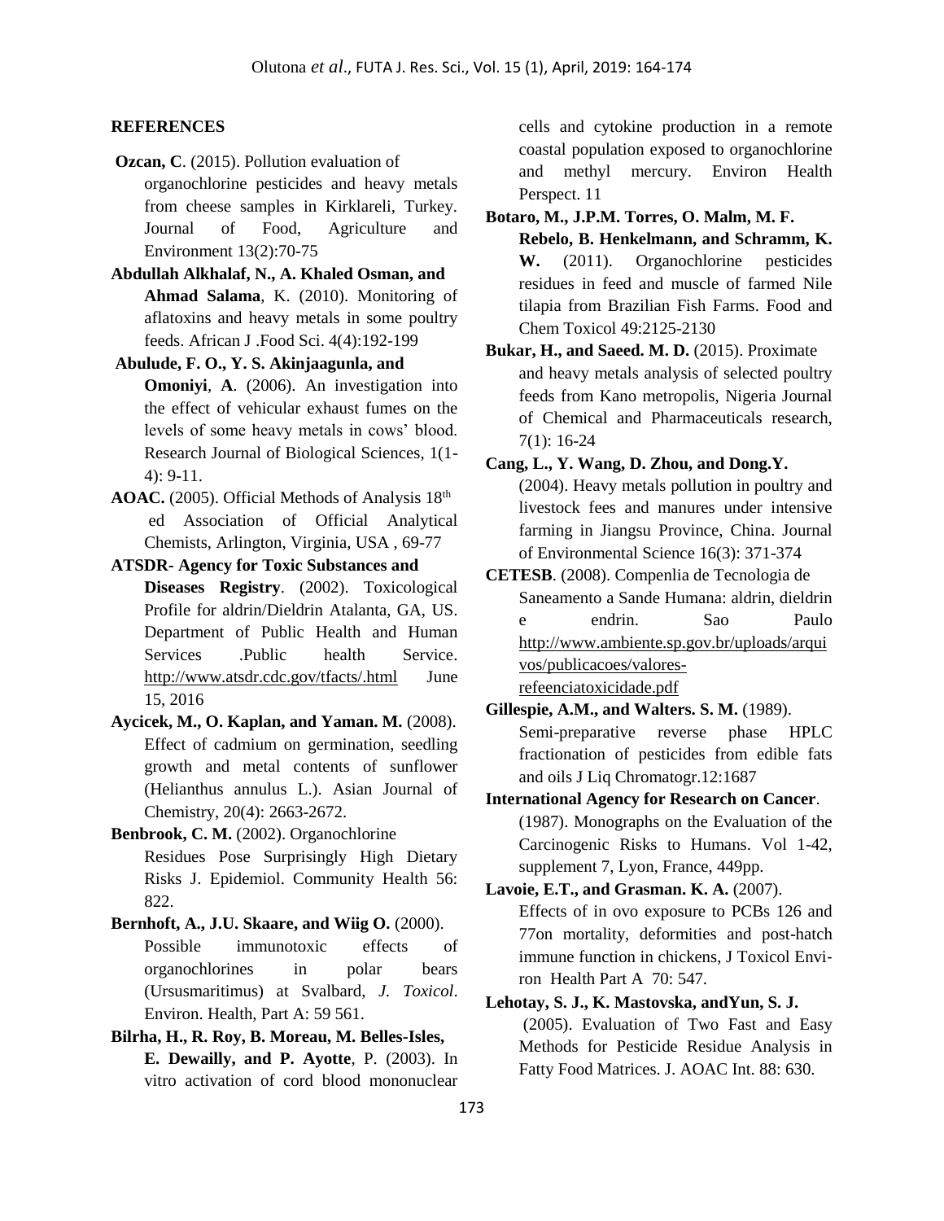## REFERENCES

**Ozcan, C**. (2015). Pollution evaluation of organochlorine pesticides and heavy metals from cheese samples in Kirklareli, Turkey. Journal of Food, Agriculture and Environment 13(2):70-75

**Abdullah Alkhalaf, N., A. Khaled Osman, and Ahmad Salama**, K. (2010). Monitoring of aflatoxins and heavy metals in some poultry feeds. African J .Food Sci. 4(4):192-199

**Abulude, F. O., Y. S. Akinjaagunla, and Omoniyi**, **A**. (2006). An investigation into the effect of vehicular exhaust fumes on the levels of some heavy metals in cows' blood. Research Journal of Biological Sciences, 1(1-4): 9-11.

**AOAC.** (2005). Official Methods of Analysis 18th ed Association of Official Analytical Chemists, Arlington, Virginia, USA , 69-77

**ATSDR- Agency for Toxic Substances and Diseases Registry**. (2002). Toxicological Profile for aldrin/Dieldrin Atalanta, GA, US. Department of Public Health and Human Services .Public health Service. http://www.atsdr.cdc.gov/tfacts/.html June 15, 2016

**Aycicek, M., O. Kaplan, and Yaman. M.** (2008). Effect of cadmium on germination, seedling growth and metal contents of sunflower (Helianthus annulus L.). Asian Journal of Chemistry, 20(4): 2663-2672.

**Benbrook, C. M.** (2002). Organochlorine Residues Pose Surprisingly High Dietary Risks J. Epidemiol. Community Health 56: 822.

**Bernhoft, A., J.U. Skaare, and Wiig O.** (2000). Possible immunotoxic effects of organochlorines in polar bears (Ursusmaritimus) at Svalbard, *J. Toxicol*. Environ. Health, Part A: 59 561.

**Bilrha, H., R. Roy, B. Moreau, M. Belles-Isles, E. Dewailly, and P. Ayotte**, P. (2003). In vitro activation of cord blood mononuclear cells and cytokine production in a remote coastal population exposed to organochlorine and methyl mercury. Environ Health Perspect. 11

**Botaro, M., J.P.M. Torres, O. Malm, M. F. Rebelo, B. Henkelmann, and Schramm, K. W.** (2011). Organochlorine pesticides residues in feed and muscle of farmed Nile tilapia from Brazilian Fish Farms. Food and Chem Toxicol 49:2125-2130

**Bukar, H., and Saeed. M. D.** (2015). Proximate and heavy metals analysis of selected poultry feeds from Kano metropolis, Nigeria Journal of Chemical and Pharmaceuticals research, 7(1): 16-24

**Cang, L., Y. Wang, D. Zhou, and Dong.Y.** (2004). Heavy metals pollution in poultry and livestock fees and manures under intensive farming in Jiangsu Province, China. Journal of Environmental Science 16(3): 371-374

**CETESB**. (2008). Compenlia de Tecnologia de Saneamento a Sande Humana: aldrin, dieldrin e endrin. Sao Paulo http://www.ambiente.sp.gov.br/uploads/arquivos/publicacoes/valores-refeenciatoxicidade.pdf

**Gillespie, A.M., and Walters. S. M.** (1989). Semi-preparative reverse phase HPLC fractionation of pesticides from edible fats and oils J Liq Chromatogr.12:1687

**International Agency for Research on Cancer**. (1987). Monographs on the Evaluation of the Carcinogenic Risks to Humans. Vol 1-42, supplement 7, Lyon, France, 449pp.

**Lavoie, E.T., and Grasman. K. A.** (2007). Effects of in ovo exposure to PCBs 126 and 77on mortality, deformities and post-hatch immune function in chickens, J Toxicol Environ Health Part A 70: 547.

**Lehotay, S. J., K. Mastovska, andYun, S. J.** (2005). Evaluation of Two Fast and Easy Methods for Pesticide Residue Analysis in Fatty Food Matrices. J. AOAC Int. 88: 630.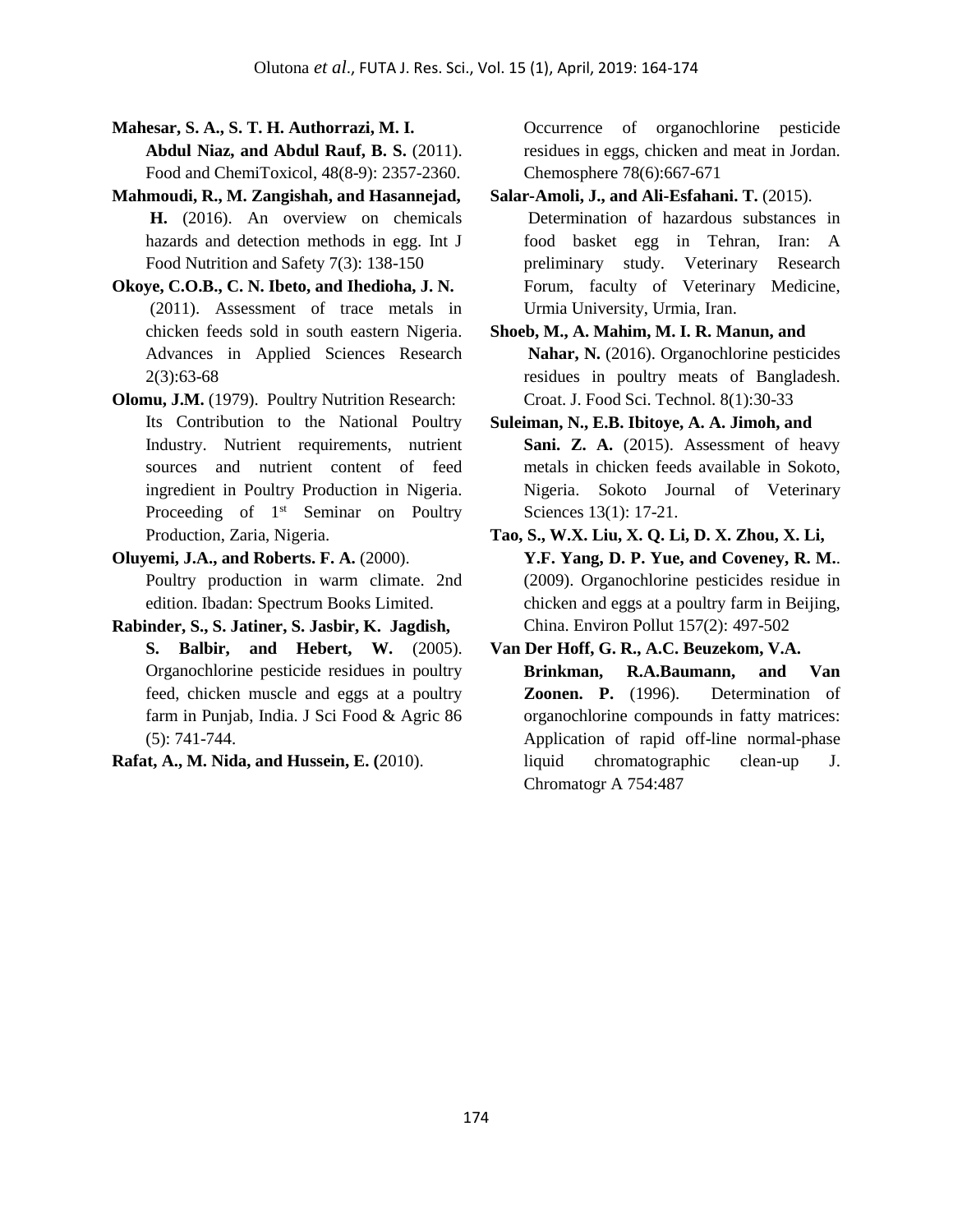**Mahesar, S. A., S. T. H. Authorrazi, M. I. Abdul Niaz, and Abdul Rauf, B. S.** (2011). Food and ChemiToxicol, 48(8-9): 2357-2360.

**Mahmoudi, R., M. Zangishah, and Hasannejad, H.** (2016). An overview on chemicals hazards and detection methods in egg. Int J Food Nutrition and Safety 7(3): 138-150

**Okoye, C.O.B., C. N. Ibeto, and Ihedioha, J. N.** (2011). Assessment of trace metals in chicken feeds sold in south eastern Nigeria. Advances in Applied Sciences Research 2(3):63-68

**Olomu, J.M.** (1979). Poultry Nutrition Research: Its Contribution to the National Poultry Industry. Nutrient requirements, nutrient sources and nutrient content of feed ingredient in Poultry Production in Nigeria. Proceeding of 1st Seminar on Poultry Production, Zaria, Nigeria.

**Oluyemi, J.A., and Roberts. F. A.** (2000). Poultry production in warm climate. 2nd edition. Ibadan: Spectrum Books Limited.

**Rabinder, S., S. Jatiner, S. Jasbir, K. Jagdish, S. Balbir, and Hebert, W.** (2005). Organochlorine pesticide residues in poultry feed, chicken muscle and eggs at a poultry farm in Punjab, India. J Sci Food & Agric 86 (5): 741-744.

**Rafat, A., M. Nida, and Hussein, E. (**2010). Occurrence of organochlorine pesticide residues in eggs, chicken and meat in Jordan. Chemosphere 78(6):667-671

**Salar-Amoli, J., and Ali-Esfahani. T.** (2015). Determination of hazardous substances in food basket egg in Tehran, Iran: A preliminary study. Veterinary Research Forum, faculty of Veterinary Medicine, Urmia University, Urmia, Iran.

**Shoeb, M., A. Mahim, M. I. R. Manun, and Nahar, N.** (2016). Organochlorine pesticides residues in poultry meats of Bangladesh. Croat. J. Food Sci. Technol. 8(1):30-33

**Suleiman, N., E.B. Ibitoye, A. A. Jimoh, and Sani. Z. A.** (2015). Assessment of heavy metals in chicken feeds available in Sokoto, Nigeria. Sokoto Journal of Veterinary Sciences 13(1): 17-21.

**Tao, S., W.X. Liu, X. Q. Li, D. X. Zhou, X. Li, Y.F. Yang, D. P. Yue, and Coveney, R. M.**. (2009). Organochlorine pesticides residue in chicken and eggs at a poultry farm in Beijing, China. Environ Pollut 157(2): 497-502

**Van Der Hoff, G. R., A.C. Beuzekom, V.A. Brinkman, R.A.Baumann, and Van Zoonen. P.** (1996). Determination of organochlorine compounds in fatty matrices: Application of rapid off-line normal-phase liquid chromatographic clean-up J. Chromatogr A 754:487